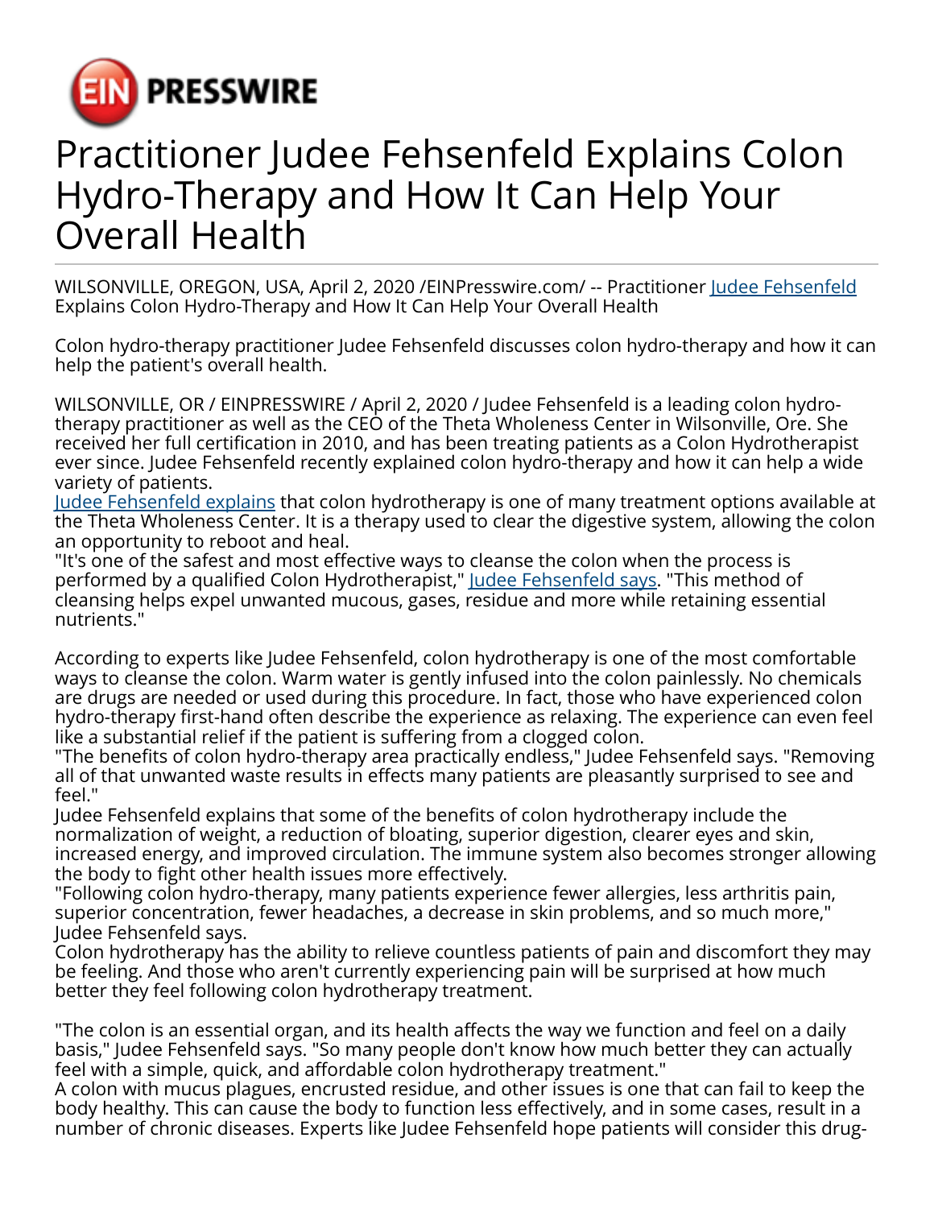EIN PRESSWIRE

# Practitioner Judee Fehsenfeld Explains Colon Hydro-Therapy and How It Can Help Your Overall Health

WILSONVILLE, OREGON, USA, April 2, 2020 /EINPresswire.com/ -- Practitioner Judee Fehsenfeld Explains Colon Hydro-Therapy and How It Can Help Your Overall Health

Colon hydro-therapy practitioner Judee Fehsenfeld discusses colon hydro-therapy and how it can help the patient's overall health.

WILSONVILLE, OR / EINPRESSWIRE / April 2, 2020 / Judee Fehsenfeld is a leading colon hydro-therapy practitioner as well as the CEO of the Theta Wholeness Center in Wilsonville, Ore. She received her full certification in 2010, and has been treating patients as a Colon Hydrotherapist ever since. Judee Fehsenfeld recently explained colon hydro-therapy and how it can help a wide variety of patients.
Judee Fehsenfeld explains that colon hydrotherapy is one of many treatment options available at the Theta Wholeness Center. It is a therapy used to clear the digestive system, allowing the colon an opportunity to reboot and heal.
"It's one of the safest and most effective ways to cleanse the colon when the process is performed by a qualified Colon Hydrotherapist," Judee Fehsenfeld says. "This method of cleansing helps expel unwanted mucous, gases, residue and more while retaining essential nutrients."

According to experts like Judee Fehsenfeld, colon hydrotherapy is one of the most comfortable ways to cleanse the colon. Warm water is gently infused into the colon painlessly. No chemicals are drugs are needed or used during this procedure. In fact, those who have experienced colon hydro-therapy first-hand often describe the experience as relaxing. The experience can even feel like a substantial relief if the patient is suffering from a clogged colon.
"The benefits of colon hydro-therapy area practically endless," Judee Fehsenfeld says. "Removing all of that unwanted waste results in effects many patients are pleasantly surprised to see and feel."
Judee Fehsenfeld explains that some of the benefits of colon hydrotherapy include the normalization of weight, a reduction of bloating, superior digestion, clearer eyes and skin, increased energy, and improved circulation. The immune system also becomes stronger allowing the body to fight other health issues more effectively.
"Following colon hydro-therapy, many patients experience fewer allergies, less arthritis pain, superior concentration, fewer headaches, a decrease in skin problems, and so much more," Judee Fehsenfeld says.
Colon hydrotherapy has the ability to relieve countless patients of pain and discomfort they may be feeling. And those who aren't currently experiencing pain will be surprised at how much better they feel following colon hydrotherapy treatment.

"The colon is an essential organ, and its health affects the way we function and feel on a daily basis," Judee Fehsenfeld says. "So many people don't know how much better they can actually feel with a simple, quick, and affordable colon hydrotherapy treatment."
A colon with mucus plagues, encrusted residue, and other issues is one that can fail to keep the body healthy. This can cause the body to function less effectively, and in some cases, result in a number of chronic diseases. Experts like Judee Fehsenfeld hope patients will consider this drug-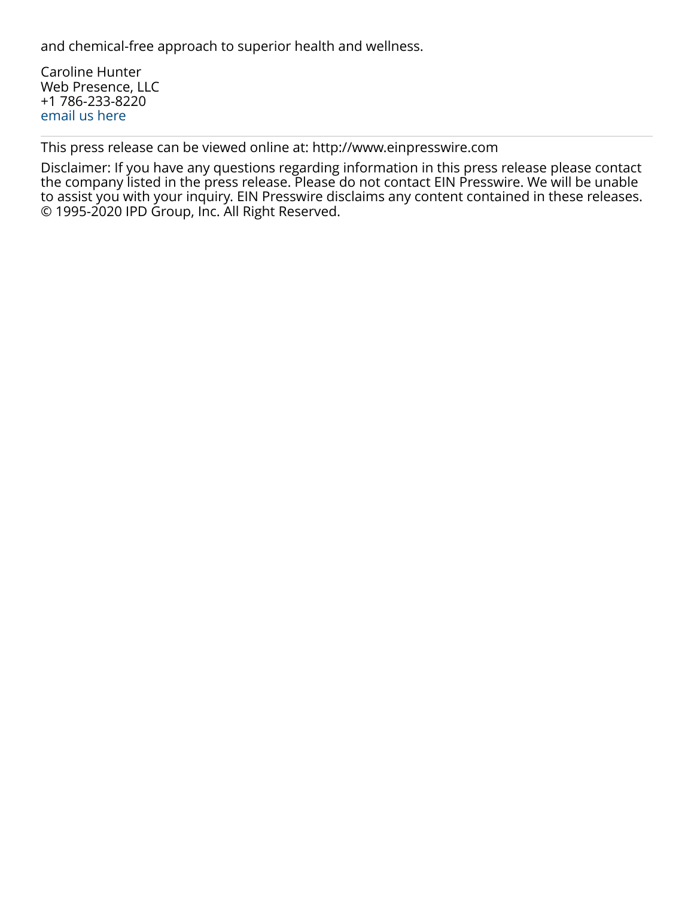and chemical-free approach to superior health and wellness.

Caroline Hunter
Web Presence, LLC
+1 786-233-8220
email us here

---

This press release can be viewed online at: http://www.einpresswire.com

Disclaimer: If you have any questions regarding information in this press release please contact the company listed in the press release. Please do not contact EIN Presswire. We will be unable to assist you with your inquiry. EIN Presswire disclaims any content contained in these releases.
© 1995-2020 IPD Group, Inc. All Right Reserved.